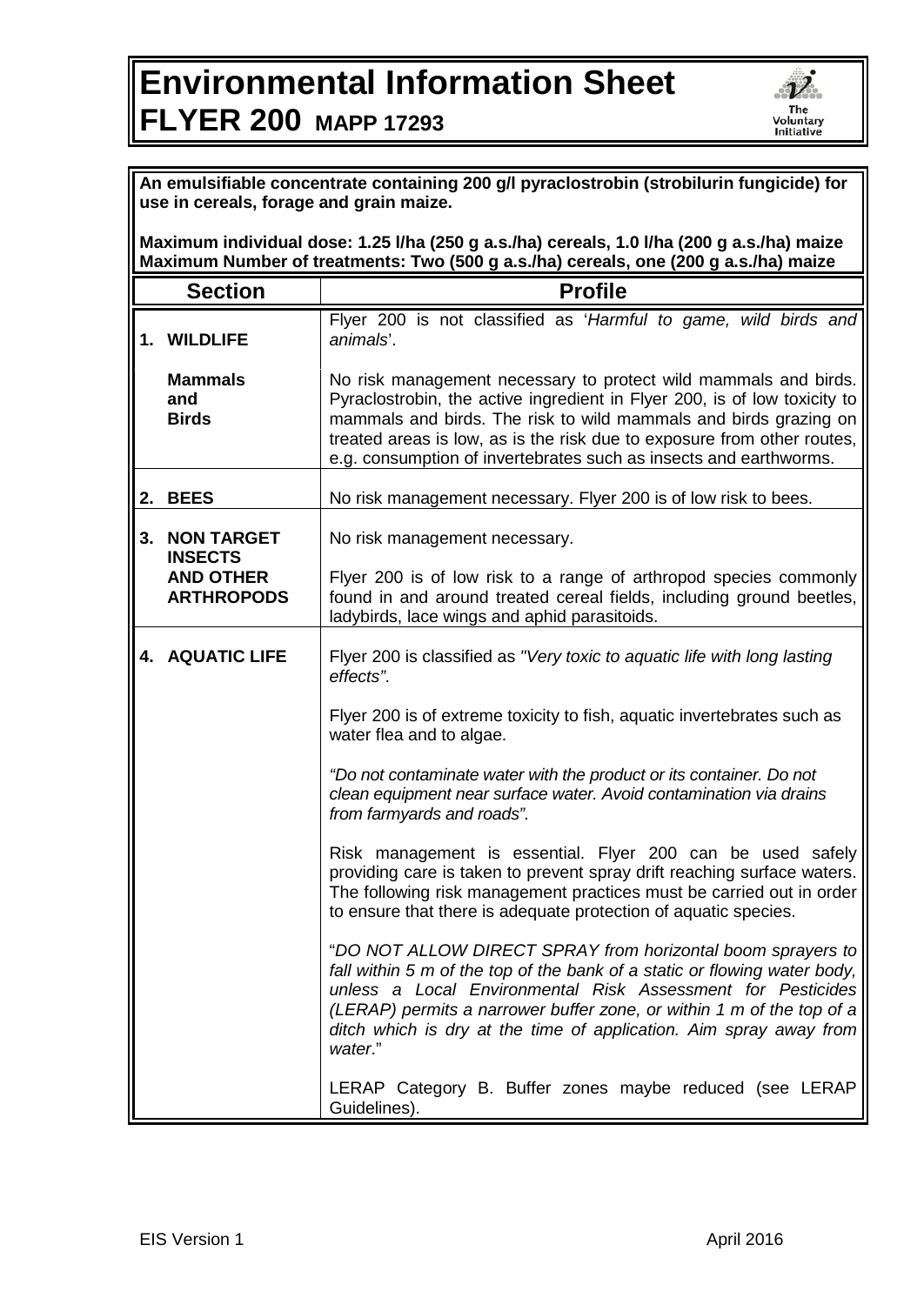# Environmental Information Sheet
## FLYER 200 MAPP 17293

**An emulsifiable concentrate containing 200 g/l pyraclostrobin (strobilurin fungicide) for use in cereals, forage and grain maize.**

**Maximum individual dose: 1.25 l/ha (250 g a.s./ha) cereals, 1.0 l/ha (200 g a.s./ha) maize**
**Maximum Number of treatments: Two (500 g a.s./ha) cereals, one (200 g a.s./ha) maize**

| Section | Profile |
|---|---|
| **1. WILDLIFE** | Flyer 200 is not classified as '*Harmful to game, wild birds and animals*'. |
| **Mammals and Birds** | No risk management necessary to protect wild mammals and birds. Pyraclostrobin, the active ingredient in Flyer 200, is of low toxicity to mammals and birds. The risk to wild mammals and birds grazing on treated areas is low, as is the risk due to exposure from other routes, e.g. consumption of invertebrates such as insects and earthworms. |
| **2. BEES** | No risk management necessary. Flyer 200 is of low risk to bees. |
| **3. NON TARGET INSECTS AND OTHER ARTHROPODS** | No risk management necessary.<br><br>Flyer 200 is of low risk to a range of arthropod species commonly found in and around treated cereal fields, including ground beetles, ladybirds, lace wings and aphid parasitoids. |
| **4. AQUATIC LIFE** | Flyer 200 is classified as *"Very toxic to aquatic life with long lasting effects"*.<br><br>Flyer 200 is of extreme toxicity to fish, aquatic invertebrates such as water flea and to algae.<br><br>*"Do not contaminate water with the product or its container. Do not clean equipment near surface water. Avoid contamination via drains from farmyards and roads"*.<br><br>Risk management is essential. Flyer 200 can be used safely providing care is taken to prevent spray drift reaching surface waters. The following risk management practices must be carried out in order to ensure that there is adequate protection of aquatic species.<br><br>"*DO NOT ALLOW DIRECT SPRAY from horizontal boom sprayers to fall within 5 m of the top of the bank of a static or flowing water body, unless a Local Environmental Risk Assessment for Pesticides (LERAP) permits a narrower buffer zone, or within 1 m of the top of a ditch which is dry at the time of application. Aim spray away from water*."<br><br>LERAP Category B. Buffer zones maybe reduced (see LERAP Guidelines). |

EIS Version 1 April 2016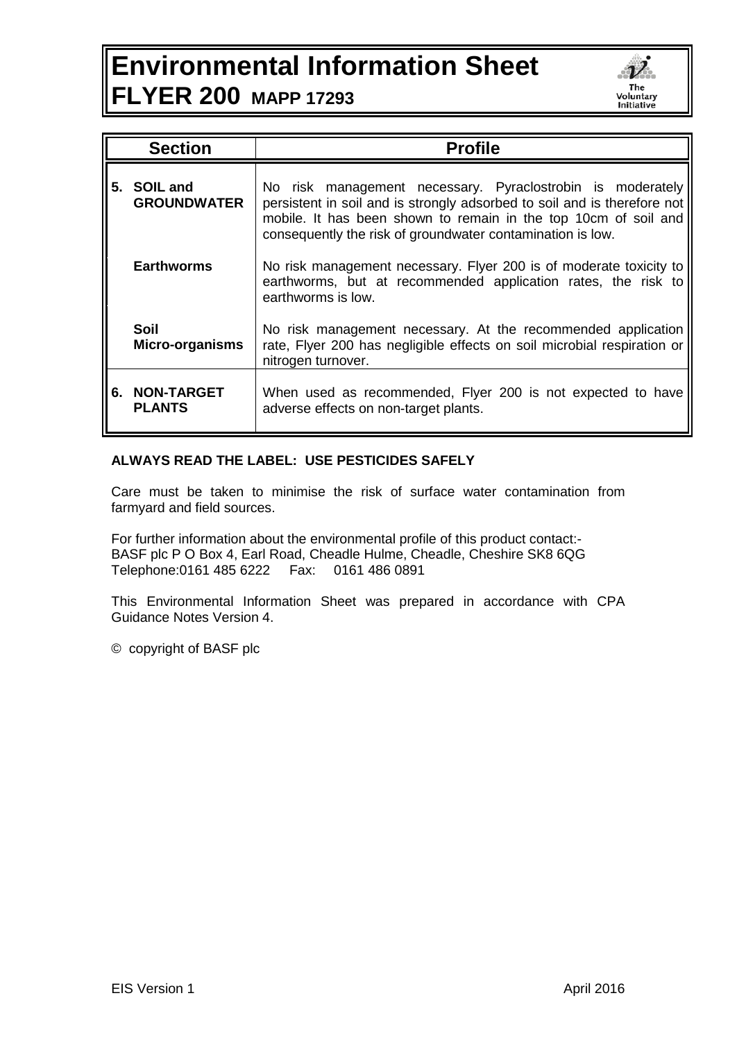# Environmental Information Sheet

## FLYER 200 MAPP 17293

| Section | Profile |
|---|---|
| **5. SOIL and GROUNDWATER** | No risk management necessary. Pyraclostrobin is moderately persistent in soil and is strongly adsorbed to soil and is therefore not mobile. It has been shown to remain in the top 10cm of soil and consequently the risk of groundwater contamination is low. |
| **Earthworms** | No risk management necessary. Flyer 200 is of moderate toxicity to earthworms, but at recommended application rates, the risk to earthworms is low. |
| **Soil Micro-organisms** | No risk management necessary. At the recommended application rate, Flyer 200 has negligible effects on soil microbial respiration or nitrogen turnover. |
| **6. NON-TARGET PLANTS** | When used as recommended, Flyer 200 is not expected to have adverse effects on non-target plants. |

**ALWAYS READ THE LABEL: USE PESTICIDES SAFELY**

Care must be taken to minimise the risk of surface water contamination from farmyard and field sources.

For further information about the environmental profile of this product contact:-
BASF plc P O Box 4, Earl Road, Cheadle Hulme, Cheadle, Cheshire SK8 6QG
Telephone:0161 485 6222 Fax: 0161 486 0891

This Environmental Information Sheet was prepared in accordance with CPA Guidance Notes Version 4.

© copyright of BASF plc

EIS Version 1 April 2016